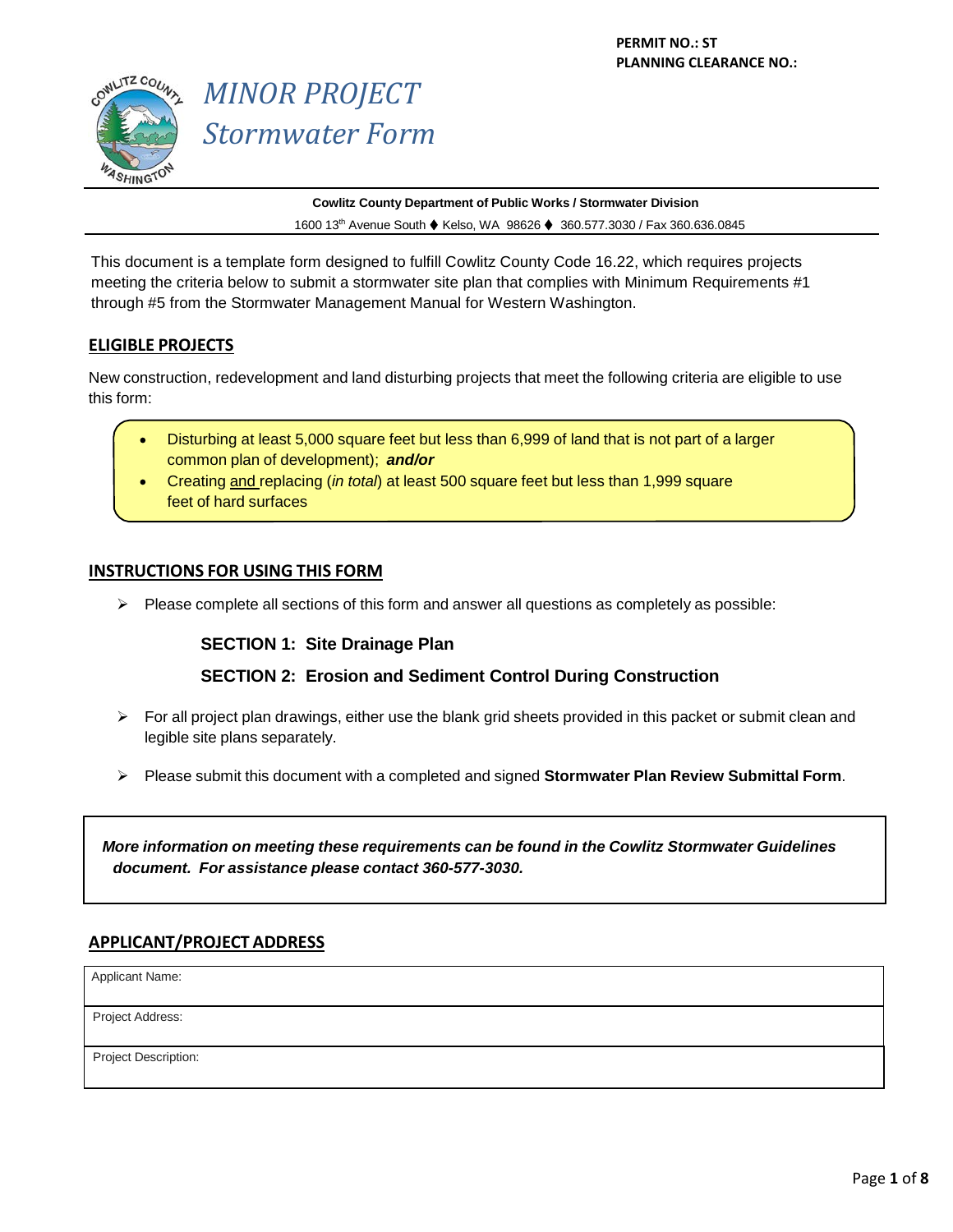**PERMIT NO.: ST**
**PLANNING CLEARANCE NO.:**

# *MINOR PROJECT Stormwater Form*

**Cowlitz County Department of Public Works / Stormwater Division**

1600 13th Avenue South ♦ Kelso, WA 98626 ♦ 360.577.3030 / Fax 360.636.0845

This document is a template form designed to fulfill Cowlitz County Code 16.22, which requires projects meeting the criteria below to submit a stormwater site plan that complies with Minimum Requirements #1 through #5 from the Stormwater Management Manual for Western Washington.

## ELIGIBLE PROJECTS

New construction, redevelopment and land disturbing projects that meet the following criteria are eligible to use this form:

- Disturbing at least 5,000 square feet but less than 6,999 of land that is not part of a larger common plan of development); ***and/or***
- Creating and replacing (*in total*) at least 500 square feet but less than 1,999 square feet of hard surfaces

## INSTRUCTIONS FOR USING THIS FORM

- Please complete all sections of this form and answer all questions as completely as possible:

  **SECTION 1: Site Drainage Plan**

  **SECTION 2: Erosion and Sediment Control During Construction**

- For all project plan drawings, either use the blank grid sheets provided in this packet or submit clean and legible site plans separately.
- Please submit this document with a completed and signed **Stormwater Plan Review Submittal Form**.

***More information on meeting these requirements can be found in the Cowlitz Stormwater Guidelines document. For assistance please contact 360-577-3030.***

## APPLICANT/PROJECT ADDRESS

| Applicant Name: |
|---|
| Project Address: |
| Project Description: |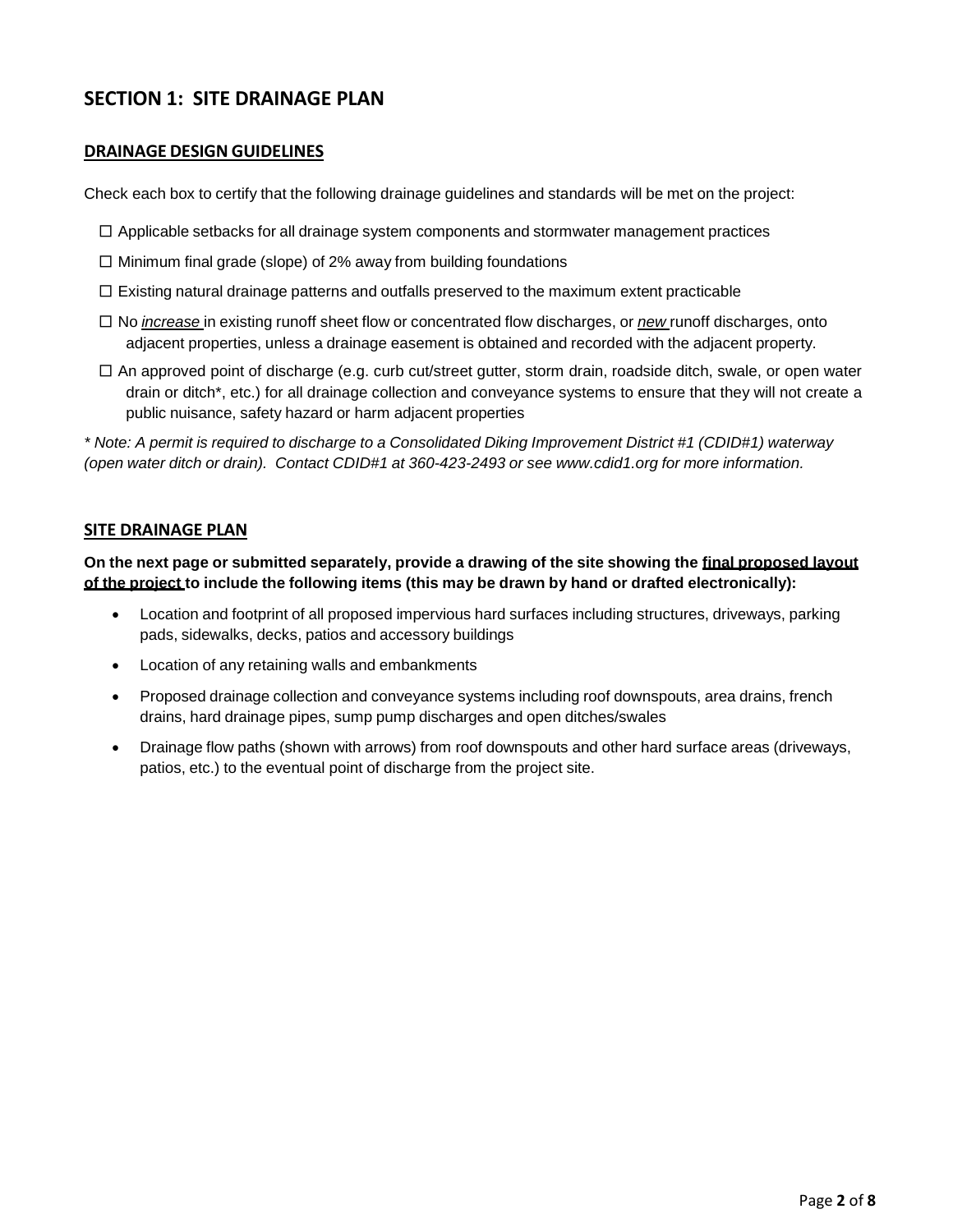## SECTION 1: SITE DRAINAGE PLAN

### DRAINAGE DESIGN GUIDELINES

Check each box to certify that the following drainage guidelines and standards will be met on the project:

☐ Applicable setbacks for all drainage system components and stormwater management practices

☐ Minimum final grade (slope) of 2% away from building foundations

☐ Existing natural drainage patterns and outfalls preserved to the maximum extent practicable

☐ No *increase* in existing runoff sheet flow or concentrated flow discharges, or *new* runoff discharges, onto adjacent properties, unless a drainage easement is obtained and recorded with the adjacent property.

☐ An approved point of discharge (e.g. curb cut/street gutter, storm drain, roadside ditch, swale, or open water drain or ditch*, etc.) for all drainage collection and conveyance systems to ensure that they will not create a public nuisance, safety hazard or harm adjacent properties

*\* Note: A permit is required to discharge to a Consolidated Diking Improvement District #1 (CDID#1) waterway (open water ditch or drain). Contact CDID#1 at 360-423-2493 or see www.cdid1.org for more information.*

### SITE DRAINAGE PLAN

**On the next page or submitted separately, provide a drawing of the site showing the final proposed layout of the project to include the following items (this may be drawn by hand or drafted electronically):**

- Location and footprint of all proposed impervious hard surfaces including structures, driveways, parking pads, sidewalks, decks, patios and accessory buildings
- Location of any retaining walls and embankments
- Proposed drainage collection and conveyance systems including roof downspouts, area drains, french drains, hard drainage pipes, sump pump discharges and open ditches/swales
- Drainage flow paths (shown with arrows) from roof downspouts and other hard surface areas (driveways, patios, etc.) to the eventual point of discharge from the project site.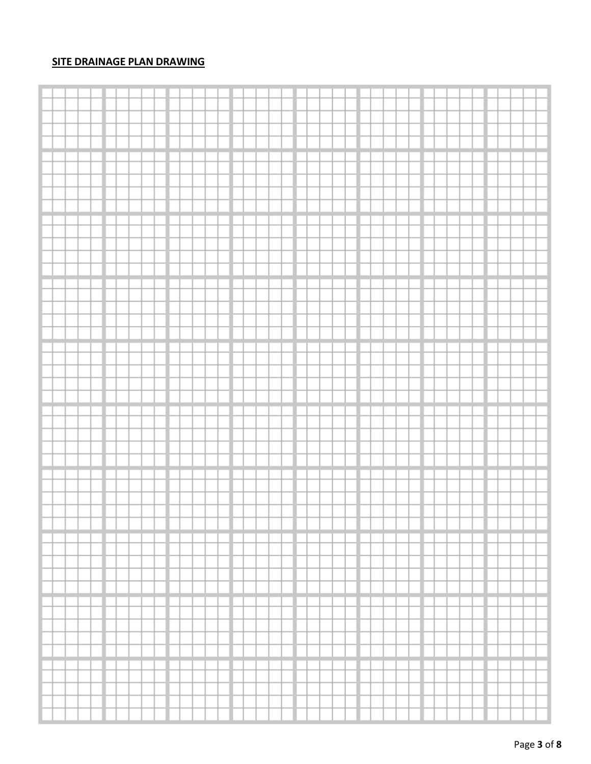## SITE DRAINAGE PLAN DRAWING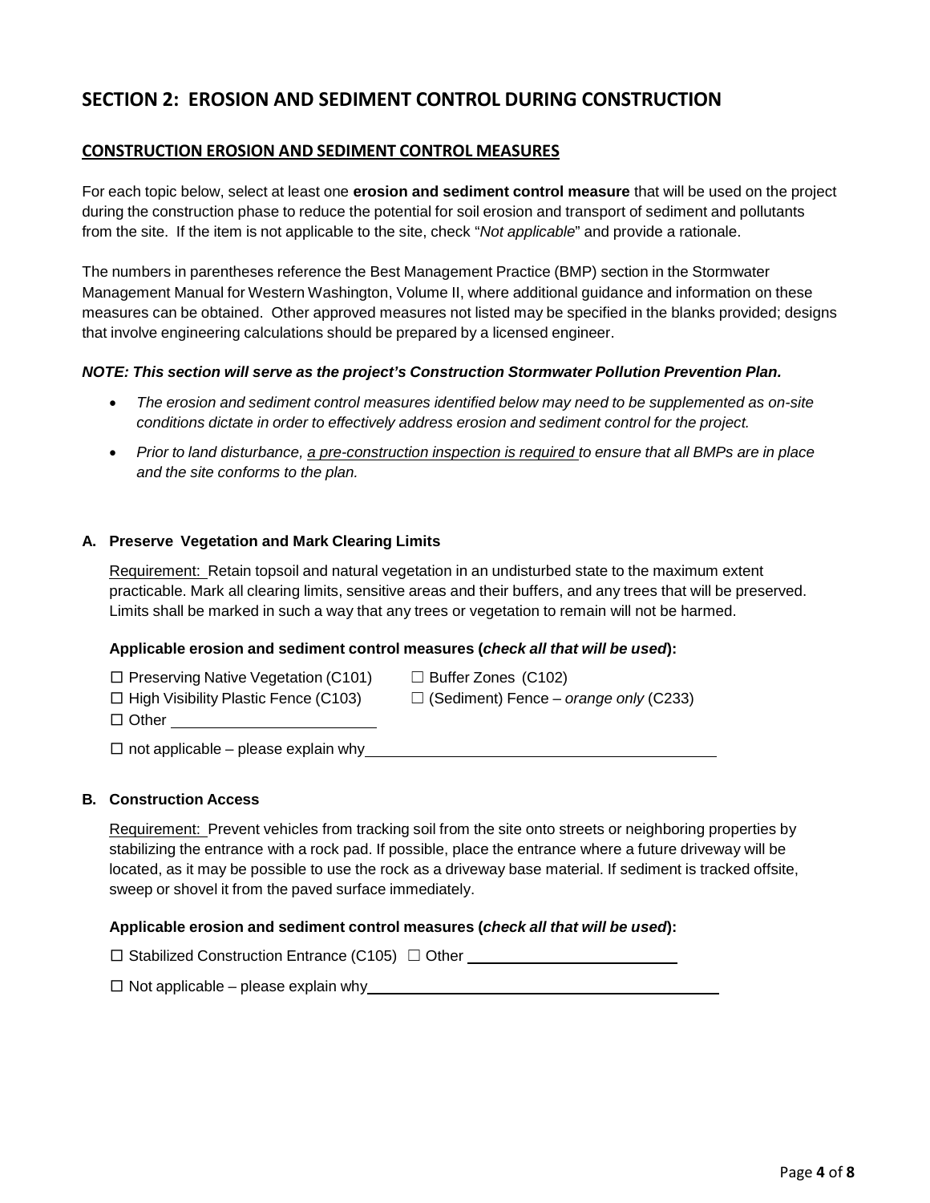## SECTION 2: EROSION AND SEDIMENT CONTROL DURING CONSTRUCTION

### CONSTRUCTION EROSION AND SEDIMENT CONTROL MEASURES

For each topic below, select at least one **erosion and sediment control measure** that will be used on the project during the construction phase to reduce the potential for soil erosion and transport of sediment and pollutants from the site. If the item is not applicable to the site, check "*Not applicable*" and provide a rationale.

The numbers in parentheses reference the Best Management Practice (BMP) section in the Stormwater Management Manual for Western Washington, Volume II, where additional guidance and information on these measures can be obtained. Other approved measures not listed may be specified in the blanks provided; designs that involve engineering calculations should be prepared by a licensed engineer.

***NOTE: This section will serve as the project's Construction Stormwater Pollution Prevention Plan.***

- *The erosion and sediment control measures identified below may need to be supplemented as on-site conditions dictate in order to effectively address erosion and sediment control for the project.*
- *Prior to land disturbance, a pre-construction inspection is required to ensure that all BMPs are in place and the site conforms to the plan.*

#### A. Preserve Vegetation and Mark Clearing Limits

Requirement: Retain topsoil and natural vegetation in an undisturbed state to the maximum extent practicable. Mark all clearing limits, sensitive areas and their buffers, and any trees that will be preserved. Limits shall be marked in such a way that any trees or vegetation to remain will not be harmed.

**Applicable erosion and sediment control measures (*check all that will be used*):**

☐ Preserving Native Vegetation (C101) ☐ Buffer Zones (C102)
☐ High Visibility Plastic Fence (C103) ☐ (Sediment) Fence – *orange only* (C233)
☐ Other ________________________

☐ not applicable – please explain why ________________________________________

#### B. Construction Access

Requirement: Prevent vehicles from tracking soil from the site onto streets or neighboring properties by stabilizing the entrance with a rock pad. If possible, place the entrance where a future driveway will be located, as it may be possible to use the rock as a driveway base material. If sediment is tracked offsite, sweep or shovel it from the paved surface immediately.

**Applicable erosion and sediment control measures (*check all that will be used*):**

☐ Stabilized Construction Entrance (C105) ☐ Other ________________________

☐ Not applicable – please explain why ________________________________________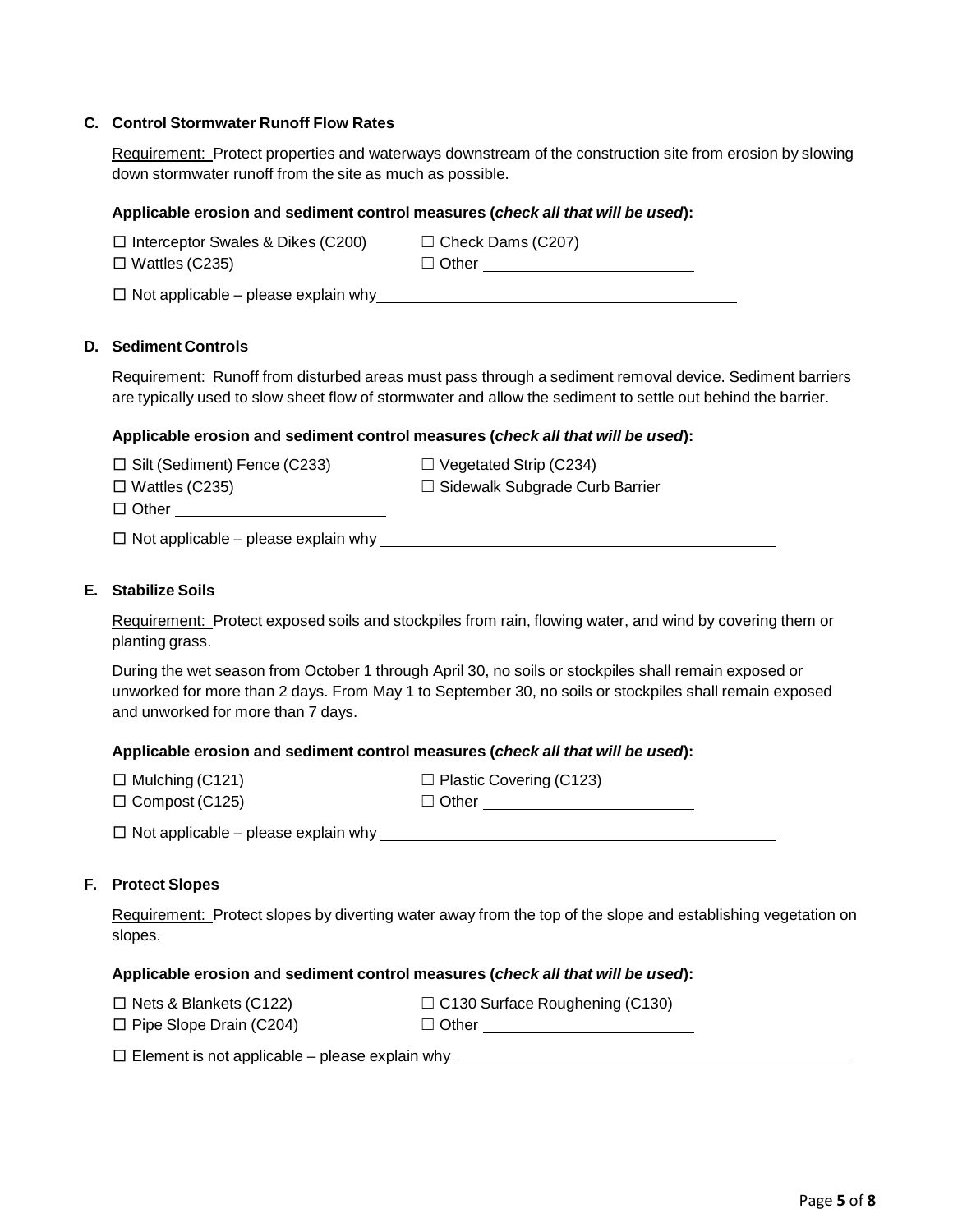## C. Control Stormwater Runoff Flow Rates

Requirement: Protect properties and waterways downstream of the construction site from erosion by slowing down stormwater runoff from the site as much as possible.

**Applicable erosion and sediment control measures (*check all that will be used*):**

☐ Interceptor Swales & Dikes (C200)
☐ Check Dams (C207)
☐ Wattles (C235)
☐ Other ________________________

☐ Not applicable – please explain why ________________________________________

## D. Sediment Controls

Requirement: Runoff from disturbed areas must pass through a sediment removal device. Sediment barriers are typically used to slow sheet flow of stormwater and allow the sediment to settle out behind the barrier.

**Applicable erosion and sediment control measures (*check all that will be used*):**

☐ Silt (Sediment) Fence (C233)
☐ Vegetated Strip (C234)
☐ Wattles (C235)
☐ Sidewalk Subgrade Curb Barrier
☐ Other ________________________

☐ Not applicable – please explain why ________________________________________

## E. Stabilize Soils

Requirement: Protect exposed soils and stockpiles from rain, flowing water, and wind by covering them or planting grass.

During the wet season from October 1 through April 30, no soils or stockpiles shall remain exposed or unworked for more than 2 days. From May 1 to September 30, no soils or stockpiles shall remain exposed and unworked for more than 7 days.

**Applicable erosion and sediment control measures (*check all that will be used*):**

☐ Mulching (C121)
☐ Plastic Covering (C123)
☐ Compost (C125)
☐ Other ________________________

☐ Not applicable – please explain why ________________________________________

## F. Protect Slopes

Requirement: Protect slopes by diverting water away from the top of the slope and establishing vegetation on slopes.

**Applicable erosion and sediment control measures (*check all that will be used*):**

☐ Nets & Blankets (C122)
☐ C130 Surface Roughening (C130)
☐ Pipe Slope Drain (C204)
☐ Other ________________________

☐ Element is not applicable – please explain why ________________________________________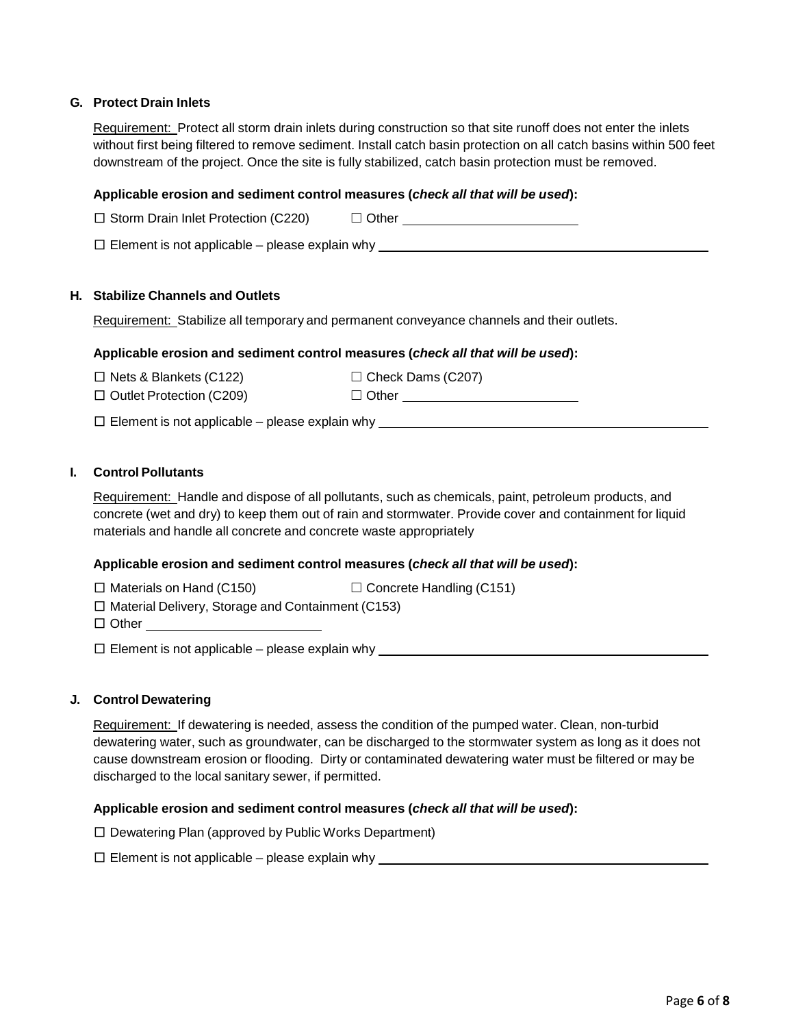### G. Protect Drain Inlets

Requirement: Protect all storm drain inlets during construction so that site runoff does not enter the inlets without first being filtered to remove sediment. Install catch basin protection on all catch basins within 500 feet downstream of the project. Once the site is fully stabilized, catch basin protection must be removed.

**Applicable erosion and sediment control measures (*check all that will be used*):**

☐ Storm Drain Inlet Protection (C220) ☐ Other ________________________

☐ Element is not applicable – please explain why ______________________________________________

### H. Stabilize Channels and Outlets

Requirement: Stabilize all temporary and permanent conveyance channels and their outlets.

**Applicable erosion and sediment control measures (*check all that will be used*):**

☐ Nets & Blankets (C122) ☐ Check Dams (C207)
☐ Outlet Protection (C209) ☐ Other ________________________

☐ Element is not applicable – please explain why ______________________________________________

### I. Control Pollutants

Requirement: Handle and dispose of all pollutants, such as chemicals, paint, petroleum products, and concrete (wet and dry) to keep them out of rain and stormwater. Provide cover and containment for liquid materials and handle all concrete and concrete waste appropriately

**Applicable erosion and sediment control measures (*check all that will be used*):**

☐ Materials on Hand (C150) ☐ Concrete Handling (C151)
☐ Material Delivery, Storage and Containment (C153)
☐ Other ________________________

☐ Element is not applicable – please explain why ______________________________________________

### J. Control Dewatering

Requirement: If dewatering is needed, assess the condition of the pumped water. Clean, non-turbid dewatering water, such as groundwater, can be discharged to the stormwater system as long as it does not cause downstream erosion or flooding. Dirty or contaminated dewatering water must be filtered or may be discharged to the local sanitary sewer, if permitted.

**Applicable erosion and sediment control measures (*check all that will be used*):**

☐ Dewatering Plan (approved by Public Works Department)

☐ Element is not applicable – please explain why ______________________________________________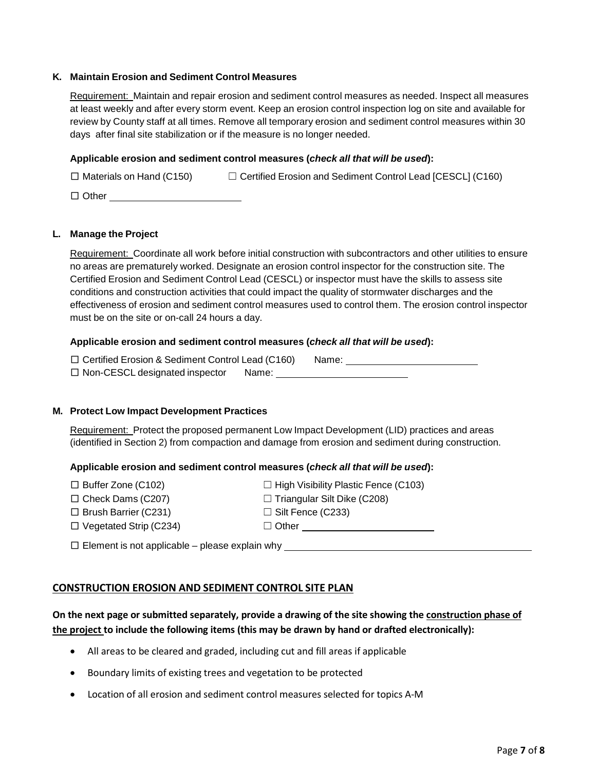**K. Maintain Erosion and Sediment Control Measures**

Requirement: Maintain and repair erosion and sediment control measures as needed. Inspect all measures at least weekly and after every storm event. Keep an erosion control inspection log on site and available for review by County staff at all times. Remove all temporary erosion and sediment control measures within 30 days after final site stabilization or if the measure is no longer needed.

**Applicable erosion and sediment control measures (*check all that will be used*):**

☐ Materials on Hand (C150) ☐ Certified Erosion and Sediment Control Lead [CESCL] (C160)

☐ Other ________________________

**L. Manage the Project**

Requirement: Coordinate all work before initial construction with subcontractors and other utilities to ensure no areas are prematurely worked. Designate an erosion control inspector for the construction site. The Certified Erosion and Sediment Control Lead (CESCL) or inspector must have the skills to assess site conditions and construction activities that could impact the quality of stormwater discharges and the effectiveness of erosion and sediment control measures used to control them. The erosion control inspector must be on the site or on-call 24 hours a day.

**Applicable erosion and sediment control measures (*check all that will be used*):**

☐ Certified Erosion & Sediment Control Lead (C160) Name: ________________________

☐ Non-CESCL designated inspector Name: ________________________

**M. Protect Low Impact Development Practices**

Requirement: Protect the proposed permanent Low Impact Development (LID) practices and areas (identified in Section 2) from compaction and damage from erosion and sediment during construction.

**Applicable erosion and sediment control measures (*check all that will be used*):**

☐ Buffer Zone (C102) ☐ High Visibility Plastic Fence (C103)

☐ Check Dams (C207) ☐ Triangular Silt Dike (C208)

☐ Brush Barrier (C231) ☐ Silt Fence (C233)

☐ Vegetated Strip (C234) ☐ Other ________________________

☐ Element is not applicable – please explain why ________________________________________________

## CONSTRUCTION EROSION AND SEDIMENT CONTROL SITE PLAN

**On the next page or submitted separately, provide a drawing of the site showing the construction phase of the project to include the following items (this may be drawn by hand or drafted electronically):**

- All areas to be cleared and graded, including cut and fill areas if applicable
- Boundary limits of existing trees and vegetation to be protected
- Location of all erosion and sediment control measures selected for topics A-M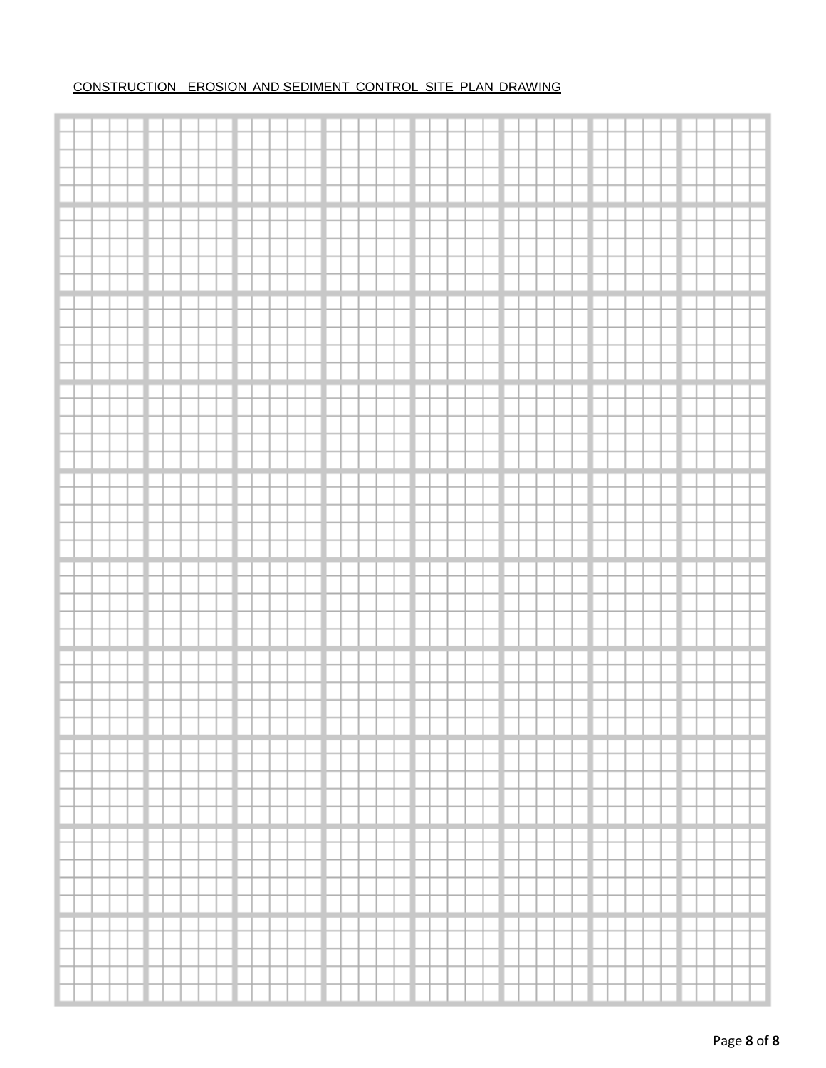CONSTRUCTION EROSION AND SEDIMENT CONTROL SITE PLAN DRAWING